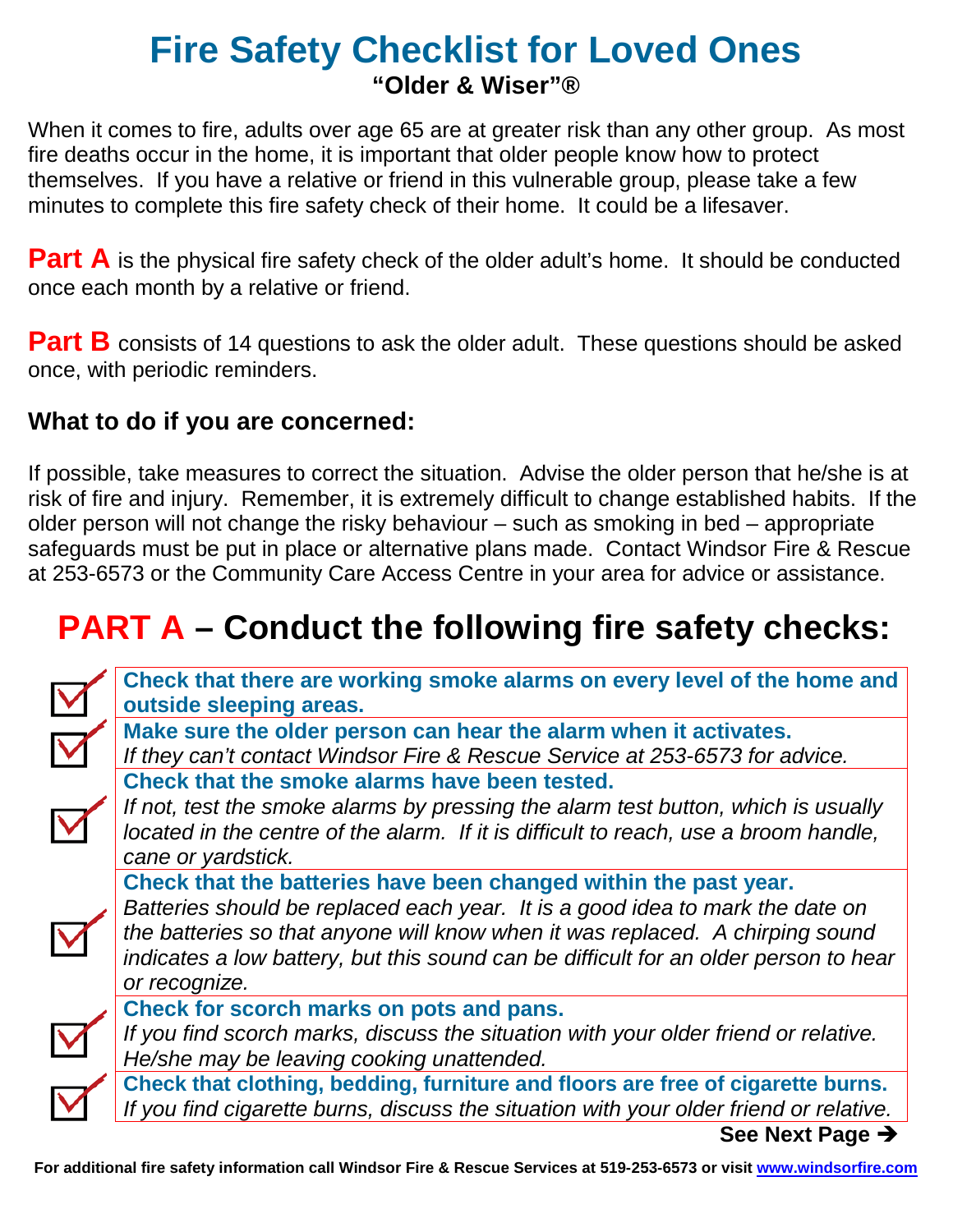# Fire Safety Checklist for Loved Ones

**"Older & Wiser"®**

When it comes to fire, adults over age 65 are at greater risk than any other group. As most fire deaths occur in the home, it is important that older people know how to protect themselves. If you have a relative or friend in this vulnerable group, please take a few minutes to complete this fire safety check of their home. It could be a lifesaver.

**Part A** is the physical fire safety check of the older adult's home. It should be conducted once each month by a relative or friend.

**Part B** consists of 14 questions to ask the older adult. These questions should be asked once, with periodic reminders.

### What to do if you are concerned:

If possible, take measures to correct the situation. Advise the older person that he/she is at risk of fire and injury. Remember, it is extremely difficult to change established habits. If the older person will not change the risky behaviour – such as smoking in bed – appropriate safeguards must be put in place or alternative plans made. Contact Windsor Fire & Rescue at 253-6573 or the Community Care Access Centre in your area for advice or assistance.

## PART A – Conduct the following fire safety checks:

- ☑ **Check that there are working smoke alarms on every level of the home and outside sleeping areas.**
- ☑ **Make sure the older person can hear the alarm when it activates.**
  *If they can't contact Windsor Fire & Rescue Service at 253-6573 for advice.*
- ☑ **Check that the smoke alarms have been tested.**
  *If not, test the smoke alarms by pressing the alarm test button, which is usually located in the centre of the alarm. If it is difficult to reach, use a broom handle, cane or yardstick.*
- ☑ **Check that the batteries have been changed within the past year.**
  *Batteries should be replaced each year. It is a good idea to mark the date on the batteries so that anyone will know when it was replaced. A chirping sound indicates a low battery, but this sound can be difficult for an older person to hear or recognize.*
- ☑ **Check for scorch marks on pots and pans.**
  *If you find scorch marks, discuss the situation with your older friend or relative. He/she may be leaving cooking unattended.*
- ☑ **Check that clothing, bedding, furniture and floors are free of cigarette burns.**
  *If you find cigarette burns, discuss the situation with your older friend or relative.*

**See Next Page →**

**For additional fire safety information call Windsor Fire & Rescue Services at 519-253-6573 or visit www.windsorfire.com**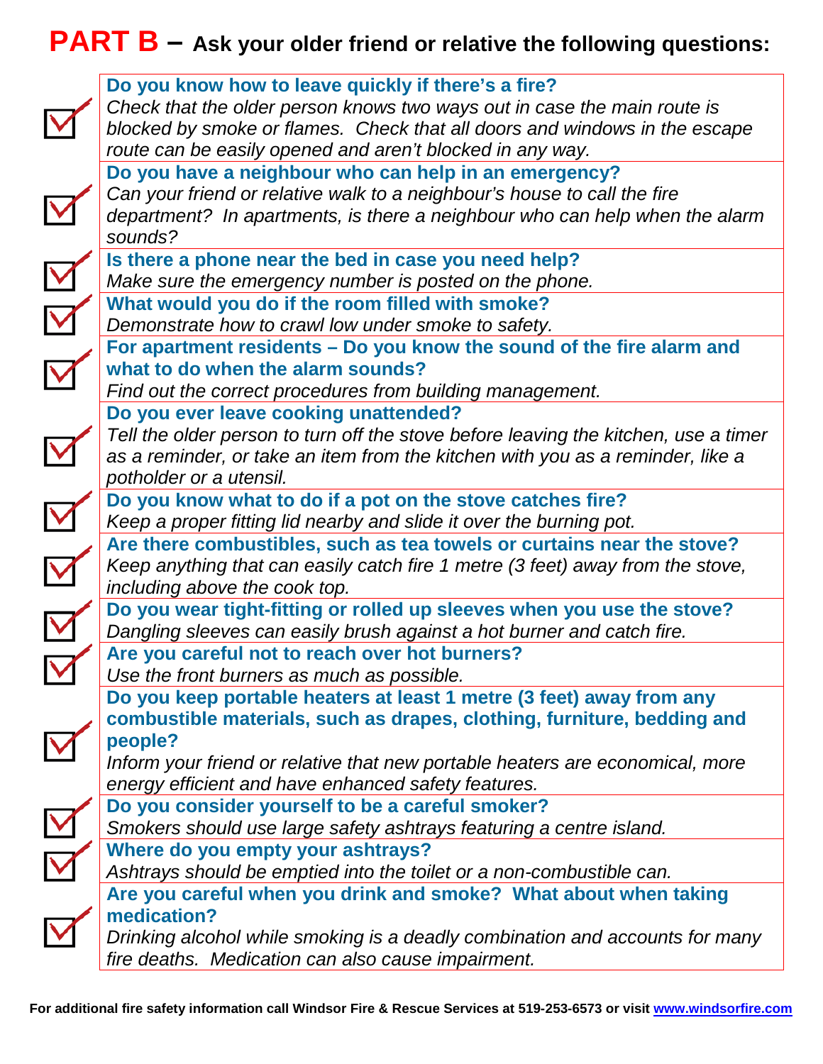# PART B – Ask your older friend or relative the following questions:

☑ **Do you know how to leave quickly if there's a fire?**
*Check that the older person knows two ways out in case the main route is blocked by smoke or flames. Check that all doors and windows in the escape route can be easily opened and aren't blocked in any way.*

☑ **Do you have a neighbour who can help in an emergency?**
*Can your friend or relative walk to a neighbour's house to call the fire department? In apartments, is there a neighbour who can help when the alarm sounds?*

☑ **Is there a phone near the bed in case you need help?**
*Make sure the emergency number is posted on the phone.*

☑ **What would you do if the room filled with smoke?**
*Demonstrate how to crawl low under smoke to safety.*

☑ **For apartment residents – Do you know the sound of the fire alarm and what to do when the alarm sounds?**
*Find out the correct procedures from building management.*

☑ **Do you ever leave cooking unattended?**
*Tell the older person to turn off the stove before leaving the kitchen, use a timer as a reminder, or take an item from the kitchen with you as a reminder, like a potholder or a utensil.*

☑ **Do you know what to do if a pot on the stove catches fire?**
*Keep a proper fitting lid nearby and slide it over the burning pot.*

☑ **Are there combustibles, such as tea towels or curtains near the stove?**
*Keep anything that can easily catch fire 1 metre (3 feet) away from the stove, including above the cook top.*

☑ **Do you wear tight-fitting or rolled up sleeves when you use the stove?**
*Dangling sleeves can easily brush against a hot burner and catch fire.*

☑ **Are you careful not to reach over hot burners?**
*Use the front burners as much as possible.*

☑ **Do you keep portable heaters at least 1 metre (3 feet) away from any combustible materials, such as drapes, clothing, furniture, bedding and people?**
*Inform your friend or relative that new portable heaters are economical, more energy efficient and have enhanced safety features.*

☑ **Do you consider yourself to be a careful smoker?**
*Smokers should use large safety ashtrays featuring a centre island.*

☑ **Where do you empty your ashtrays?**
*Ashtrays should be emptied into the toilet or a non-combustible can.*

☑ **Are you careful when you drink and smoke? What about when taking medication?**
*Drinking alcohol while smoking is a deadly combination and accounts for many fire deaths. Medication can also cause impairment.*

**For additional fire safety information call Windsor Fire & Rescue Services at 519-253-6573 or visit [www.windsorfire.com](http://www.windsorfire.com)**